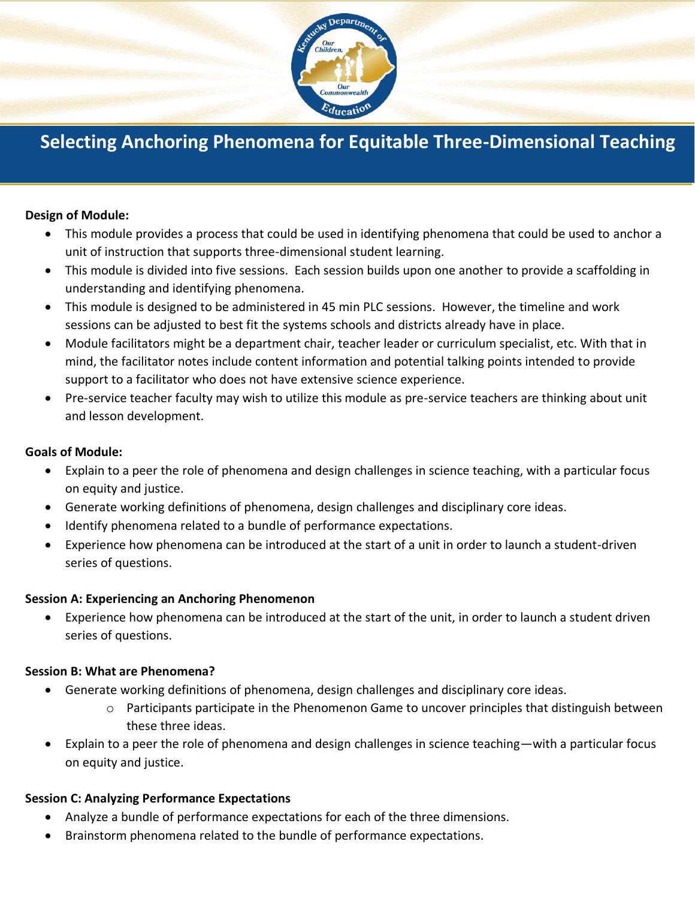# Selecting Anchoring Phenomena for Equitable Three-Dimensional Teaching

**Design of Module:**

- This module provides a process that could be used in identifying phenomena that could be used to anchor a unit of instruction that supports three-dimensional student learning.
- This module is divided into five sessions. Each session builds upon one another to provide a scaffolding in understanding and identifying phenomena.
- This module is designed to be administered in 45 min PLC sessions. However, the timeline and work sessions can be adjusted to best fit the systems schools and districts already have in place.
- Module facilitators might be a department chair, teacher leader or curriculum specialist, etc. With that in mind, the facilitator notes include content information and potential talking points intended to provide support to a facilitator who does not have extensive science experience.
- Pre-service teacher faculty may wish to utilize this module as pre-service teachers are thinking about unit and lesson development.

**Goals of Module:**

- Explain to a peer the role of phenomena and design challenges in science teaching, with a particular focus on equity and justice.
- Generate working definitions of phenomena, design challenges and disciplinary core ideas.
- Identify phenomena related to a bundle of performance expectations.
- Experience how phenomena can be introduced at the start of a unit in order to launch a student-driven series of questions.

**Session A: Experiencing an Anchoring Phenomenon**

- Experience how phenomena can be introduced at the start of the unit, in order to launch a student driven series of questions.

**Session B: What are Phenomena?**

- Generate working definitions of phenomena, design challenges and disciplinary core ideas.
  - Participants participate in the Phenomenon Game to uncover principles that distinguish between these three ideas.
- Explain to a peer the role of phenomena and design challenges in science teaching—with a particular focus on equity and justice.

**Session C: Analyzing Performance Expectations**

- Analyze a bundle of performance expectations for each of the three dimensions.
- Brainstorm phenomena related to the bundle of performance expectations.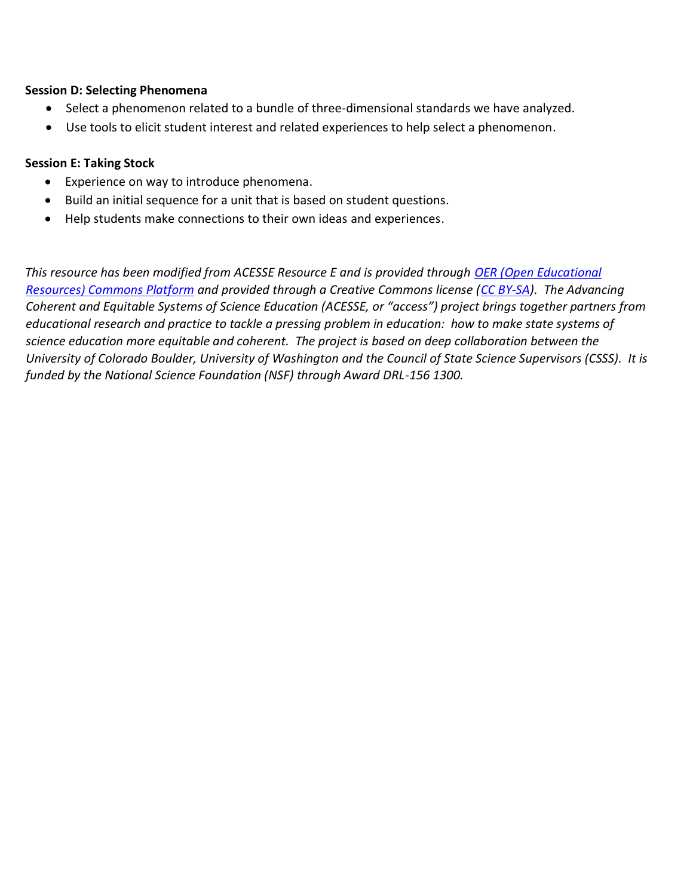**Session D: Selecting Phenomena**

- Select a phenomenon related to a bundle of three-dimensional standards we have analyzed.
- Use tools to elicit student interest and related experiences to help select a phenomenon.

**Session E: Taking Stock**

- Experience on way to introduce phenomena.
- Build an initial sequence for a unit that is based on student questions.
- Help students make connections to their own ideas and experiences.

*This resource has been modified from ACESSE Resource E and is provided through [OER (Open Educational Resources) Commons Platform]() and provided through a Creative Commons license ([CC BY-SA]()). The Advancing Coherent and Equitable Systems of Science Education (ACESSE, or "access") project brings together partners from educational research and practice to tackle a pressing problem in education: how to make state systems of science education more equitable and coherent. The project is based on deep collaboration between the University of Colorado Boulder, University of Washington and the Council of State Science Supervisors (CSSS). It is funded by the National Science Foundation (NSF) through Award DRL-156 1300.*